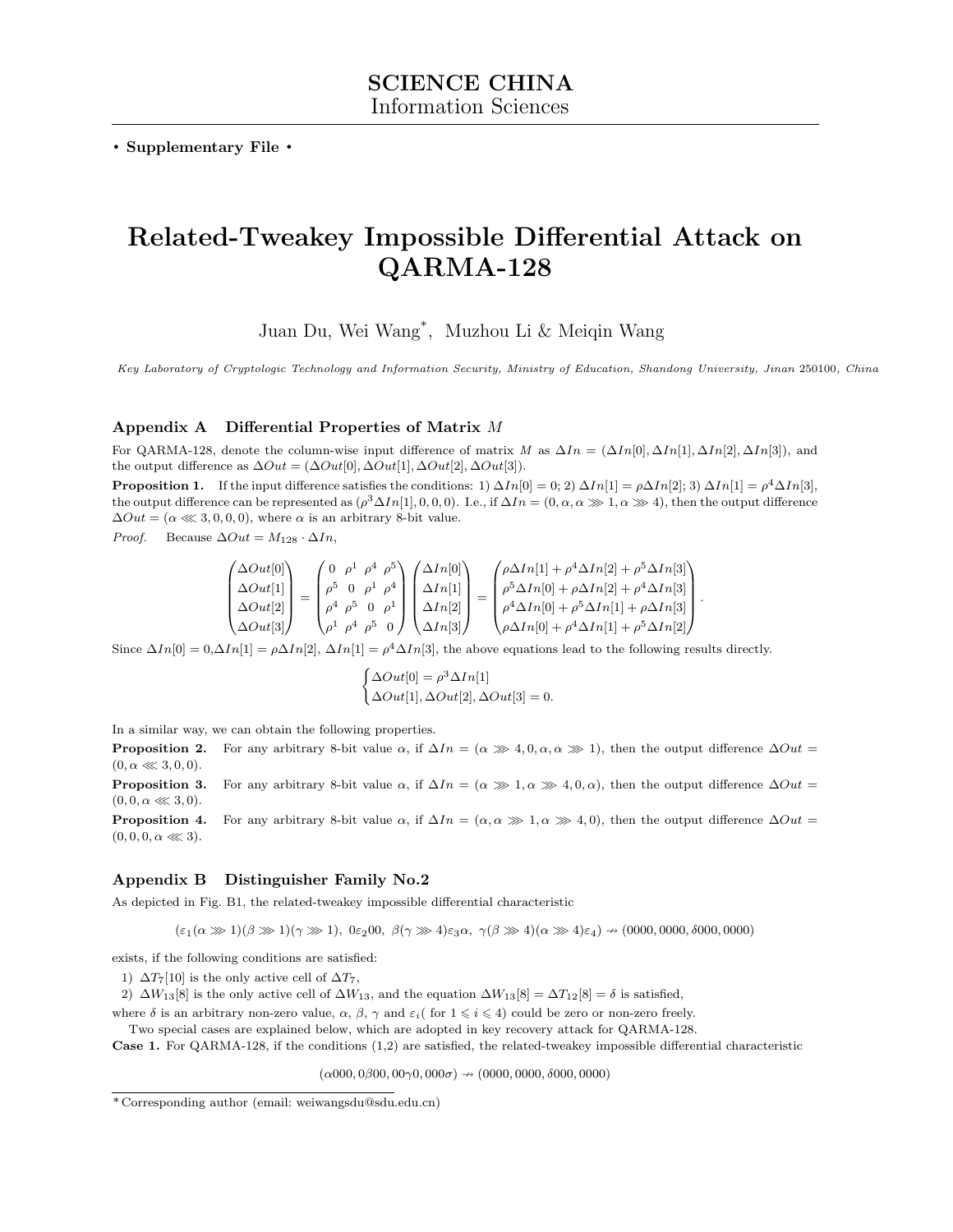**SCIENCE CHINA**
Information Sciences

• **Supplementary File** •

# Related-Tweakey Impossible Differential Attack on QARMA-128

Juan Du, Wei Wang*, Muzhou Li & Meiqin Wang

*Key Laboratory of Cryptologic Technology and Information Security, Ministry of Education, Shandong University, Jinan 250100, China*

## Appendix A Differential Properties of Matrix $M$

For QARMA-128, denote the column-wise input difference of matrix $M$ as $\Delta In = (\Delta In[0], \Delta In[1], \Delta In[2], \Delta In[3])$, and the output difference as $\Delta Out = (\Delta Out[0], \Delta Out[1], \Delta Out[2], \Delta Out[3])$.

**Proposition 1.** If the input difference satisfies the conditions: 1) $\Delta In[0] = 0$; 2) $\Delta In[1] = \rho \Delta In[2]$; 3) $\Delta In[1] = \rho^4 \Delta In[3]$, the output difference can be represented as $(\rho^3 \Delta In[1], 0, 0, 0)$. I.e., if $\Delta In = (0, \alpha, \alpha \ggg 1, \alpha \ggg 4)$, then the output difference $\Delta Out = (\alpha \lll 3, 0, 0, 0)$, where $\alpha$ is an arbitrary 8-bit value.

*Proof.* Because $\Delta Out = M_{128} \cdot \Delta In$,

$$\begin{pmatrix} \Delta Out[0] \\ \Delta Out[1] \\ \Delta Out[2] \\ \Delta Out[3] \end{pmatrix} = \begin{pmatrix} 0 & \rho^1 & \rho^4 & \rho^5 \\ \rho^5 & 0 & \rho^1 & \rho^4 \\ \rho^4 & \rho^5 & 0 & \rho^1 \\ \rho^1 & \rho^4 & \rho^5 & 0 \end{pmatrix} \begin{pmatrix} \Delta In[0] \\ \Delta In[1] \\ \Delta In[2] \\ \Delta In[3] \end{pmatrix} = \begin{pmatrix} \rho \Delta In[1] + \rho^4 \Delta In[2] + \rho^5 \Delta In[3] \\ \rho^5 \Delta In[0] + \rho \Delta In[2] + \rho^4 \Delta In[3] \\ \rho^4 \Delta In[0] + \rho^5 \Delta In[1] + \rho \Delta In[3] \\ \rho \Delta In[0] + \rho^4 \Delta In[1] + \rho^5 \Delta In[2] \end{pmatrix}.$$

Since $\Delta In[0] = 0$, $\Delta In[1] = \rho \Delta In[2]$, $\Delta In[1] = \rho^4 \Delta In[3]$, the above equations lead to the following results directly.

$$\begin{cases} \Delta Out[0] = \rho^3 \Delta In[1] \\ \Delta Out[1], \Delta Out[2], \Delta Out[3] = 0. \end{cases}$$

In a similar way, we can obtain the following properties.

**Proposition 2.** For any arbitrary 8-bit value $\alpha$, if $\Delta In = (\alpha \ggg 4, 0, \alpha, \alpha \ggg 1)$, then the output difference $\Delta Out = (0, \alpha \lll 3, 0, 0)$.

**Proposition 3.** For any arbitrary 8-bit value $\alpha$, if $\Delta In = (\alpha \ggg 1, \alpha \ggg 4, 0, \alpha)$, then the output difference $\Delta Out = (0, 0, \alpha \lll 3, 0)$.

**Proposition 4.** For any arbitrary 8-bit value $\alpha$, if $\Delta In = (\alpha, \alpha \ggg 1, \alpha \ggg 4, 0)$, then the output difference $\Delta Out = (0, 0, 0, \alpha \lll 3)$.

## Appendix B Distinguisher Family No.2

As depicted in Fig. B1, the related-tweakey impossible differential characteristic

$$(\varepsilon_1(\alpha \ggg 1)(\beta \ggg 1)(\gamma \ggg 1),\ 0\varepsilon_2 00,\ \beta(\gamma \ggg 4)\varepsilon_3\alpha,\ \gamma(\beta \ggg 4)(\alpha \ggg 4)\varepsilon_4) \nrightarrow (0000, 0000, \delta 000, 0000)$$

exists, if the following conditions are satisfied:

1) $\Delta T_7[10]$ is the only active cell of $\Delta T_7$,

2) $\Delta W_{13}[8]$ is the only active cell of $\Delta W_{13}$, and the equation $\Delta W_{13}[8] = \Delta T_{12}[8] = \delta$ is satisfied,

where $\delta$ is an arbitrary non-zero value, $\alpha$, $\beta$, $\gamma$ and $\varepsilon_i$( for $1 \leqslant i \leqslant 4$) could be zero or non-zero freely.

Two special cases are explained below, which are adopted in key recovery attack for QARMA-128.

**Case 1.** For QARMA-128, if the conditions (1,2) are satisfied, the related-tweakey impossible differential characteristic

$$(\alpha 000, 0\beta 00, 00\gamma 0, 000\sigma) \nrightarrow (0000, 0000, \delta 000, 0000)$$

*Corresponding author (email: weiwangsdu@sdu.edu.cn)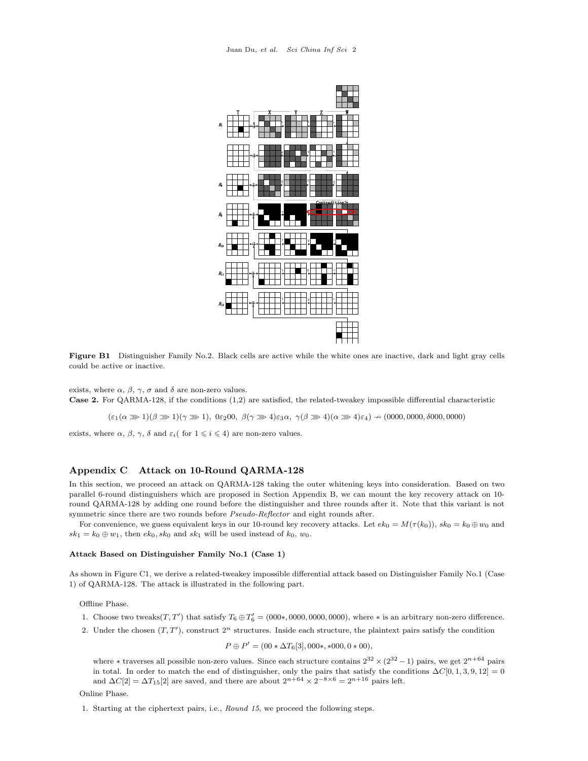Figure B1 Distinguisher Family No.2. Black cells are active while the white ones are inactive, dark and light gray cells could be active or inactive.

exists, where $\alpha$, $\beta$, $\gamma$, $\sigma$ and $\delta$ are non-zero values.

**Case 2.** For QARMA-128, if the conditions (1,2) are satisfied, the related-tweakey impossible differential characteristic

$$(\varepsilon_1(\alpha \ggg 1)(\beta \ggg 1)(\gamma \ggg 1),\ 0\varepsilon_2 00,\ \beta(\gamma \ggg 4)\varepsilon_3\alpha,\ \gamma(\beta \ggg 4)(\alpha \ggg 4)\varepsilon_4) \nrightarrow (0000, 0000, \delta 000, 0000)$$

exists, where $\alpha$, $\beta$, $\gamma$, $\delta$ and $\varepsilon_i$( for $1 \leqslant i \leqslant 4$) are non-zero values.

## Appendix C Attack on 10-Round QARMA-128

In this section, we proceed an attack on QARMA-128 taking the outer whitening keys into consideration. Based on two parallel 6-round distinguishers which are proposed in Section Appendix B, we can mount the key recovery attack on 10-round QARMA-128 by adding one round before the distinguisher and three rounds after it. Note that this variant is not symmetric since there are two rounds before *Pseudo-Reflector* and eight rounds after.

For convenience, we guess equivalent keys in our 10-round key recovery attacks. Let $ek_0 = M(\tau(k_0))$, $sk_0 = k_0 \oplus w_0$ and $sk_1 = k_0 \oplus w_1$, then $ek_0, sk_0$ and $sk_1$ will be used instead of $k_0$, $w_0$.

### Attack Based on Distinguisher Family No.1 (Case 1)

As shown in Figure C1, we derive a related-tweakey impossible differential attack based on Distinguisher Family No.1 (Case 1) of QARMA-128. The attack is illustrated in the following part.

Offline Phase.

1. Choose two tweaks$(T, T')$ that satisfy $T_6 \oplus T'_6 = (000*, 0000, 0000, 0000)$, where $*$ is an arbitrary non-zero difference.
2. Under the chosen $(T, T')$, construct $2^n$ structures. Inside each structure, the plaintext pairs satisfy the condition

$$P \oplus P' = (00 * \Delta T_6[3], 000*, *000, 0 * 00),$$

where $*$ traverses all possible non-zero values. Since each structure contains $2^{32} \times (2^{32} - 1)$ pairs, we get $2^{n+64}$ pairs in total. In order to match the end of distinguisher, only the pairs that satisfy the conditions $\Delta C[0, 1, 3, 9, 12] = 0$ and $\Delta C[2] = \Delta T_{15}[2]$ are saved, and there are about $2^{n+64} \times 2^{-8\times 6} = 2^{n+16}$ pairs left.

Online Phase.

1. Starting at the ciphertext pairs, i.e., *Round 15*, we proceed the following steps.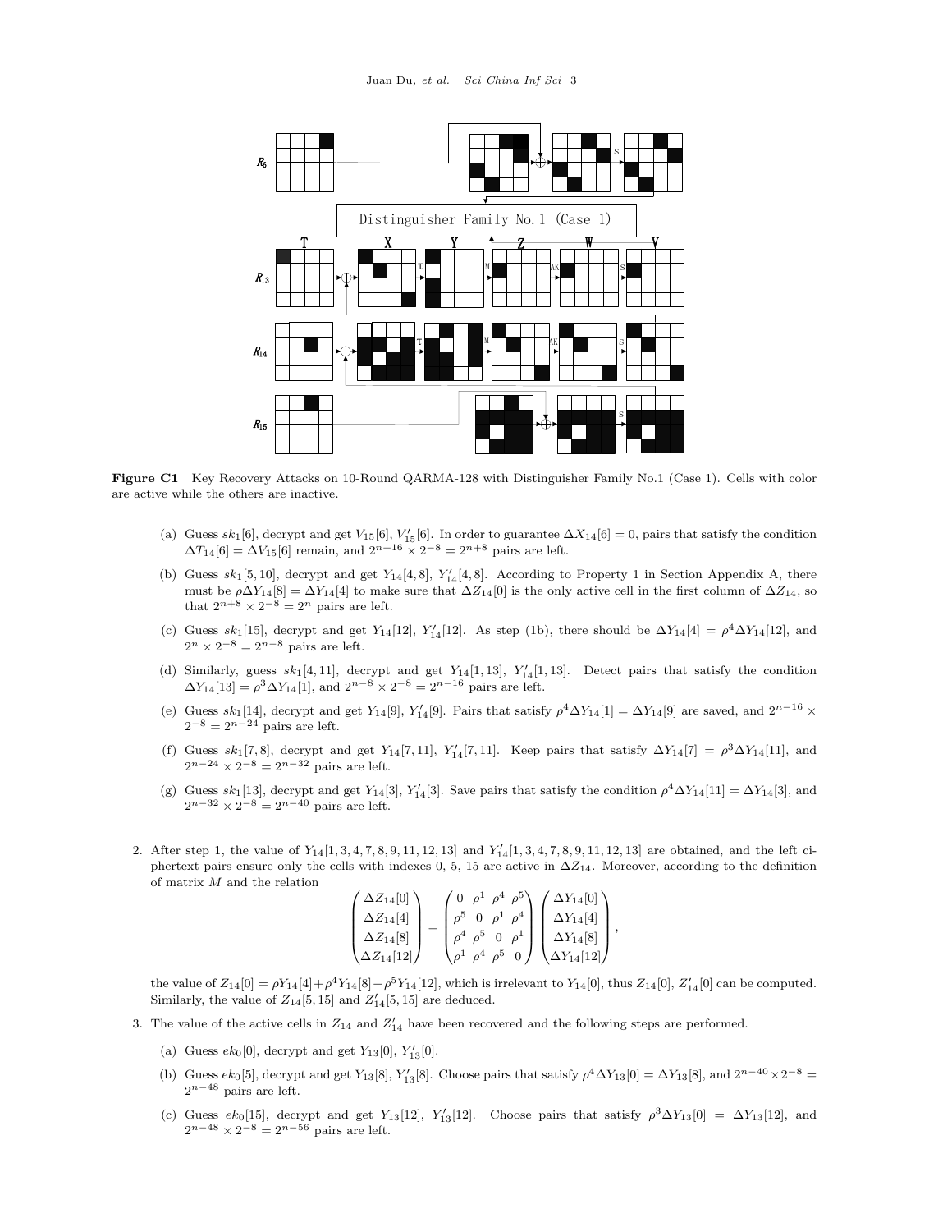**Figure C1** Key Recovery Attacks on 10-Round QARMA-128 with Distinguisher Family No.1 (Case 1). Cells with color are active while the others are inactive.

(a) Guess $sk_1[6]$, decrypt and get $V_{15}[6]$, $V'_{15}[6]$. In order to guarantee $\Delta X_{14}[6] = 0$, pairs that satisfy the condition $\Delta T_{14}[6] = \Delta V_{15}[6]$ remain, and $2^{n+16} \times 2^{-8} = 2^{n+8}$ pairs are left.

(b) Guess $sk_1[5, 10]$, decrypt and get $Y_{14}[4, 8]$, $Y'_{14}[4, 8]$. According to Property 1 in Section Appendix A, there must be $\rho\Delta Y_{14}[8] = \Delta Y_{14}[4]$ to make sure that $\Delta Z_{14}[0]$ is the only active cell in the first column of $\Delta Z_{14}$, so that $2^{n+8} \times 2^{-8} = 2^n$ pairs are left.

(c) Guess $sk_1[15]$, decrypt and get $Y_{14}[12]$, $Y'_{14}[12]$. As step (1b), there should be $\Delta Y_{14}[4] = \rho^4\Delta Y_{14}[12]$, and $2^n \times 2^{-8} = 2^{n-8}$ pairs are left.

(d) Similarly, guess $sk_1[4, 11]$, decrypt and get $Y_{14}[1, 13]$, $Y'_{14}[1, 13]$. Detect pairs that satisfy the condition $\Delta Y_{14}[13] = \rho^3\Delta Y_{14}[1]$, and $2^{n-8} \times 2^{-8} = 2^{n-16}$ pairs are left.

(e) Guess $sk_1[14]$, decrypt and get $Y_{14}[9]$, $Y'_{14}[9]$. Pairs that satisfy $\rho^4\Delta Y_{14}[1] = \Delta Y_{14}[9]$ are saved, and $2^{n-16} \times 2^{-8} = 2^{n-24}$ pairs are left.

(f) Guess $sk_1[7, 8]$, decrypt and get $Y_{14}[7, 11]$, $Y'_{14}[7, 11]$. Keep pairs that satisfy $\Delta Y_{14}[7] = \rho^3\Delta Y_{14}[11]$, and $2^{n-24} \times 2^{-8} = 2^{n-32}$ pairs are left.

(g) Guess $sk_1[13]$, decrypt and get $Y_{14}[3]$, $Y'_{14}[3]$. Save pairs that satisfy the condition $\rho^4\Delta Y_{14}[11] = \Delta Y_{14}[3]$, and $2^{n-32} \times 2^{-8} = 2^{n-40}$ pairs are left.

2. After step 1, the value of $Y_{14}[1, 3, 4, 7, 8, 9, 11, 12, 13]$ and $Y'_{14}[1, 3, 4, 7, 8, 9, 11, 12, 13]$ are obtained, and the left ciphertext pairs ensure only the cells with indexes 0, 5, 15 are active in $\Delta Z_{14}$. Moreover, according to the definition of matrix $M$ and the relation

$$\begin{pmatrix} \Delta Z_{14}[0] \\ \Delta Z_{14}[4] \\ \Delta Z_{14}[8] \\ \Delta Z_{14}[12] \end{pmatrix} = \begin{pmatrix} 0 & \rho^1 & \rho^4 & \rho^5 \\ \rho^5 & 0 & \rho^1 & \rho^4 \\ \rho^4 & \rho^5 & 0 & \rho^1 \\ \rho^1 & \rho^4 & \rho^5 & 0 \end{pmatrix} \begin{pmatrix} \Delta Y_{14}[0] \\ \Delta Y_{14}[4] \\ \Delta Y_{14}[8] \\ \Delta Y_{14}[12] \end{pmatrix},$$

the value of $Z_{14}[0] = \rho Y_{14}[4] + \rho^4 Y_{14}[8] + \rho^5 Y_{14}[12]$, which is irrelevant to $Y_{14}[0]$, thus $Z_{14}[0]$, $Z'_{14}[0]$ can be computed. Similarly, the value of $Z_{14}[5, 15]$ and $Z'_{14}[5, 15]$ are deduced.

3. The value of the active cells in $Z_{14}$ and $Z'_{14}$ have been recovered and the following steps are performed.

(a) Guess $ek_0[0]$, decrypt and get $Y_{13}[0]$, $Y'_{13}[0]$.

(b) Guess $ek_0[5]$, decrypt and get $Y_{13}[8]$, $Y'_{13}[8]$. Choose pairs that satisfy $\rho^4\Delta Y_{13}[0] = \Delta Y_{13}[8]$, and $2^{n-40} \times 2^{-8} = 2^{n-48}$ pairs are left.

(c) Guess $ek_0[15]$, decrypt and get $Y_{13}[12]$, $Y'_{13}[12]$. Choose pairs that satisfy $\rho^3\Delta Y_{13}[0] = \Delta Y_{13}[12]$, and $2^{n-48} \times 2^{-8} = 2^{n-56}$ pairs are left.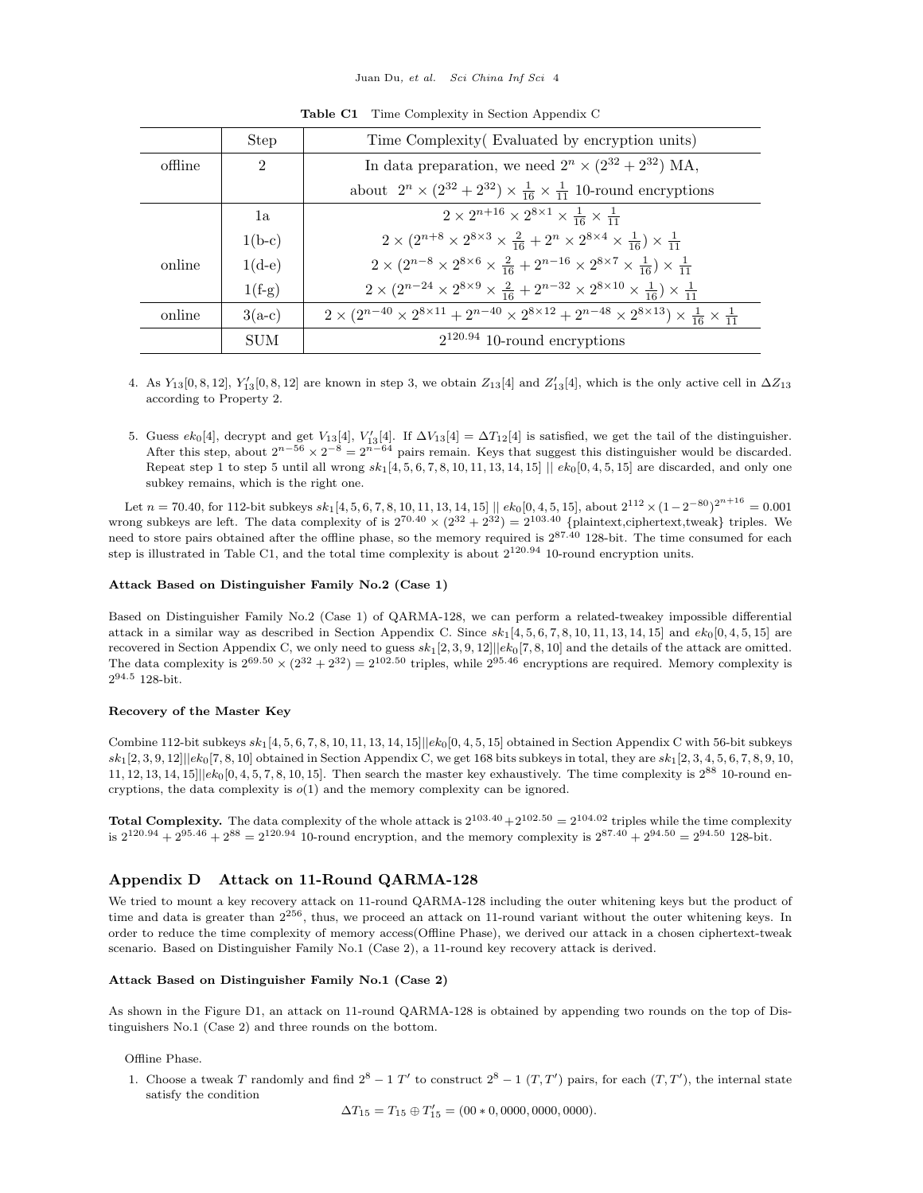**Table C1** Time Complexity in Section Appendix C

| | Step | Time Complexity( Evaluated by encryption units) |
|---|---|---|
| offline | 2 | In data preparation, we need $2^n \times (2^{32} + 2^{32})$ MA, |
| | | about $2^n \times (2^{32} + 2^{32}) \times \frac{1}{16} \times \frac{1}{11}$ 10-round encryptions |
| online | 1a | $2 \times 2^{n+16} \times 2^{8\times1} \times \frac{1}{16} \times \frac{1}{11}$ |
| | 1(b-c) | $2 \times (2^{n+8} \times 2^{8\times3} \times \frac{2}{16} + 2^n \times 2^{8\times4} \times \frac{1}{16}) \times \frac{1}{11}$ |
| | 1(d-e) | $2 \times (2^{n-8} \times 2^{8\times6} \times \frac{2}{16} + 2^{n-16} \times 2^{8\times7} \times \frac{1}{16}) \times \frac{1}{11}$ |
| | 1(f-g) | $2 \times (2^{n-24} \times 2^{8\times9} \times \frac{2}{16} + 2^{n-32} \times 2^{8\times10} \times \frac{1}{16}) \times \frac{1}{11}$ |
| online | 3(a-c) | $2 \times (2^{n-40} \times 2^{8\times11} + 2^{n-40} \times 2^{8\times12} + 2^{n-48} \times 2^{8\times13}) \times \frac{1}{16} \times \frac{1}{11}$ |
| | SUM | $2^{120.94}$ 10-round encryptions |

4. As $Y_{13}[0,8,12]$, $Y'_{13}[0,8,12]$ are known in step 3, we obtain $Z_{13}[4]$ and $Z'_{13}[4]$, which is the only active cell in $\Delta Z_{13}$ according to Property 2.

5. Guess $ek_0[4]$, decrypt and get $V_{13}[4]$, $V'_{13}[4]$. If $\Delta V_{13}[4] = \Delta T_{12}[4]$ is satisfied, we get the tail of the distinguisher. After this step, about $2^{n-56} \times 2^{-8} = 2^{n-64}$ pairs remain. Keys that suggest this distinguisher would be discarded. Repeat step 1 to step 5 until all wrong $sk_1[4,5,6,7,8,10,11,13,14,15] \,||\, ek_0[0,4,5,15]$ are discarded, and only one subkey remains, which is the right one.

Let $n = 70.40$, for 112-bit subkeys $sk_1[4,5,6,7,8,10,11,13,14,15] \,||\, ek_0[0,4,5,15]$, about $2^{112} \times (1-2^{-80})^{2^{n+16}} = 0.001$ wrong subkeys are left. The data complexity of is $2^{70.40} \times (2^{32} + 2^{32}) = 2^{103.40}$ {plaintext,ciphertext,tweak} triples. We need to store pairs obtained after the offline phase, so the memory required is $2^{87.40}$ 128-bit. The time consumed for each step is illustrated in Table C1, and the total time complexity is about $2^{120.94}$ 10-round encryption units.

**Attack Based on Distinguisher Family No.2 (Case 1)**

Based on Distinguisher Family No.2 (Case 1) of QARMA-128, we can perform a related-tweakey impossible differential attack in a similar way as described in Section Appendix C. Since $sk_1[4,5,6,7,8,10,11,13,14,15]$ and $ek_0[0,4,5,15]$ are recovered in Section Appendix C, we only need to guess $sk_1[2,3,9,12]||ek_0[7,8,10]$ and the details of the attack are omitted. The data complexity is $2^{69.50} \times (2^{32} + 2^{32}) = 2^{102.50}$ triples, while $2^{95.46}$ encryptions are required. Memory complexity is $2^{94.5}$ 128-bit.

**Recovery of the Master Key**

Combine 112-bit subkeys $sk_1[4,5,6,7,8,10,11,13,14,15]||ek_0[0,4,5,15]$ obtained in Section Appendix C with 56-bit subkeys $sk_1[2,3,9,12]||ek_0[7,8,10]$ obtained in Section Appendix C, we get 168 bits subkeys in total, they are $sk_1[2,3,4,5,6,7,8,9,10,11,12,13,14,15]||ek_0[0,4,5,7,8,10,15]$. Then search the master key exhaustively. The time complexity is $2^{88}$ 10-round encryptions, the data complexity is $o(1)$ and the memory complexity can be ignored.

**Total Complexity.** The data complexity of the whole attack is $2^{103.40} + 2^{102.50} = 2^{104.02}$ triples while the time complexity is $2^{120.94} + 2^{95.46} + 2^{88} = 2^{120.94}$ 10-round encryption, and the memory complexity is $2^{87.40} + 2^{94.50} = 2^{94.50}$ 128-bit.

## Appendix D Attack on 11-Round QARMA-128

We tried to mount a key recovery attack on 11-round QARMA-128 including the outer whitening keys but the product of time and data is greater than $2^{256}$, thus, we proceed an attack on 11-round variant without the outer whitening keys. In order to reduce the time complexity of memory access(Offline Phase), we derived our attack in a chosen ciphertext-tweak scenario. Based on Distinguisher Family No.1 (Case 2), a 11-round key recovery attack is derived.

**Attack Based on Distinguisher Family No.1 (Case 2)**

As shown in the Figure D1, an attack on 11-round QARMA-128 is obtained by appending two rounds on the top of Distinguishers No.1 (Case 2) and three rounds on the bottom.

Offline Phase.

1. Choose a tweak $T$ randomly and find $2^8 - 1$ $T'$ to construct $2^8 - 1$ $(T, T')$ pairs, for each $(T, T')$, the internal state satisfy the condition

$$\Delta T_{15} = T_{15} \oplus T'_{15} = (00 * 0, 0000, 0000, 0000).$$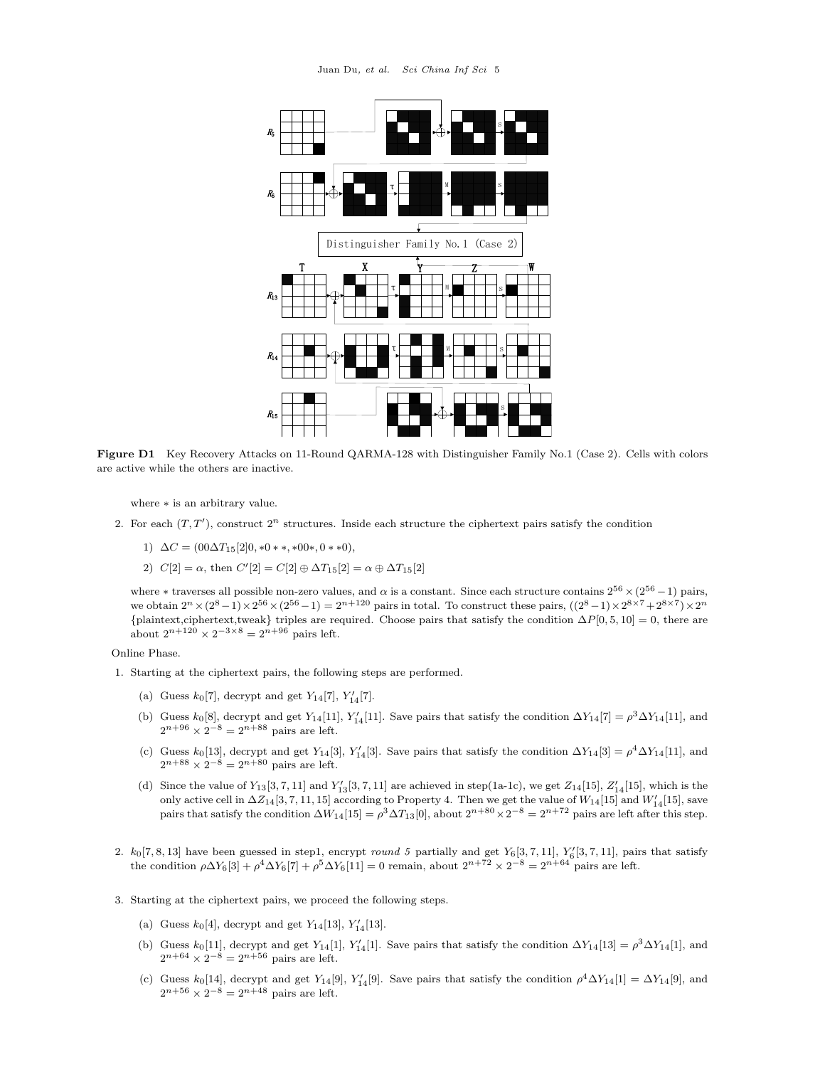**Figure D1** Key Recovery Attacks on 11-Round QARMA-128 with Distinguisher Family No.1 (Case 2). Cells with colors are active while the others are inactive.

where $*$ is an arbitrary value.

2. For each $(T, T')$, construct $2^n$ structures. Inside each structure the ciphertext pairs satisfy the condition

   1) $\Delta C = (00\Delta T_{15}[2]0, *0**, *00*, 0**0)$,

   2) $C[2] = \alpha$, then $C'[2] = C[2] \oplus \Delta T_{15}[2] = \alpha \oplus \Delta T_{15}[2]$

   where $*$ traverses all possible non-zero values, and $\alpha$ is a constant. Since each structure contains $2^{56} \times (2^{56} - 1)$ pairs, we obtain $2^n \times (2^8 - 1) \times 2^{56} \times (2^{56} - 1) = 2^{n+120}$ pairs in total. To construct these pairs, $((2^8 - 1) \times 2^{8\times 7} + 2^{8\times 7}) \times 2^n$ {plaintext,ciphertext,tweak} triples are required. Choose pairs that satisfy the condition $\Delta P[0, 5, 10] = 0$, there are about $2^{n+120} \times 2^{-3\times 8} = 2^{n+96}$ pairs left.

Online Phase.

1. Starting at the ciphertext pairs, the following steps are performed.

   (a) Guess $k_0[7]$, decrypt and get $Y_{14}[7]$, $Y'_{14}[7]$.

   (b) Guess $k_0[8]$, decrypt and get $Y_{14}[11]$, $Y'_{14}[11]$. Save pairs that satisfy the condition $\Delta Y_{14}[7] = \rho^3 \Delta Y_{14}[11]$, and $2^{n+96} \times 2^{-8} = 2^{n+88}$ pairs are left.

   (c) Guess $k_0[13]$, decrypt and get $Y_{14}[3]$, $Y'_{14}[3]$. Save pairs that satisfy the condition $\Delta Y_{14}[3] = \rho^4 \Delta Y_{14}[11]$, and $2^{n+88} \times 2^{-8} = 2^{n+80}$ pairs are left.

   (d) Since the value of $Y_{13}[3, 7, 11]$ and $Y'_{13}[3, 7, 11]$ are achieved in step(1a-1c), we get $Z_{14}[15]$, $Z'_{14}[15]$, which is the only active cell in $\Delta Z_{14}[3, 7, 11, 15]$ according to Property 4. Then we get the value of $W_{14}[15]$ and $W'_{14}[15]$, save pairs that satisfy the condition $\Delta W_{14}[15] = \rho^3 \Delta T_{13}[0]$, about $2^{n+80} \times 2^{-8} = 2^{n+72}$ pairs are left after this step.

2. $k_0[7, 8, 13]$ have been guessed in step1, encrypt *round 5* partially and get $Y_6[3, 7, 11]$, $Y'_6[3, 7, 11]$, pairs that satisfy the condition $\rho \Delta Y_6[3] + \rho^4 \Delta Y_6[7] + \rho^5 \Delta Y_6[11] = 0$ remain, about $2^{n+72} \times 2^{-8} = 2^{n+64}$ pairs are left.

3. Starting at the ciphertext pairs, we proceed the following steps.

   (a) Guess $k_0[4]$, decrypt and get $Y_{14}[13]$, $Y'_{14}[13]$.

   (b) Guess $k_0[11]$, decrypt and get $Y_{14}[1]$, $Y'_{14}[1]$. Save pairs that satisfy the condition $\Delta Y_{14}[13] = \rho^3 \Delta Y_{14}[1]$, and $2^{n+64} \times 2^{-8} = 2^{n+56}$ pairs are left.

   (c) Guess $k_0[14]$, decrypt and get $Y_{14}[9]$, $Y'_{14}[9]$. Save pairs that satisfy the condition $\rho^4 \Delta Y_{14}[1] = \Delta Y_{14}[9]$, and $2^{n+56} \times 2^{-8} = 2^{n+48}$ pairs are left.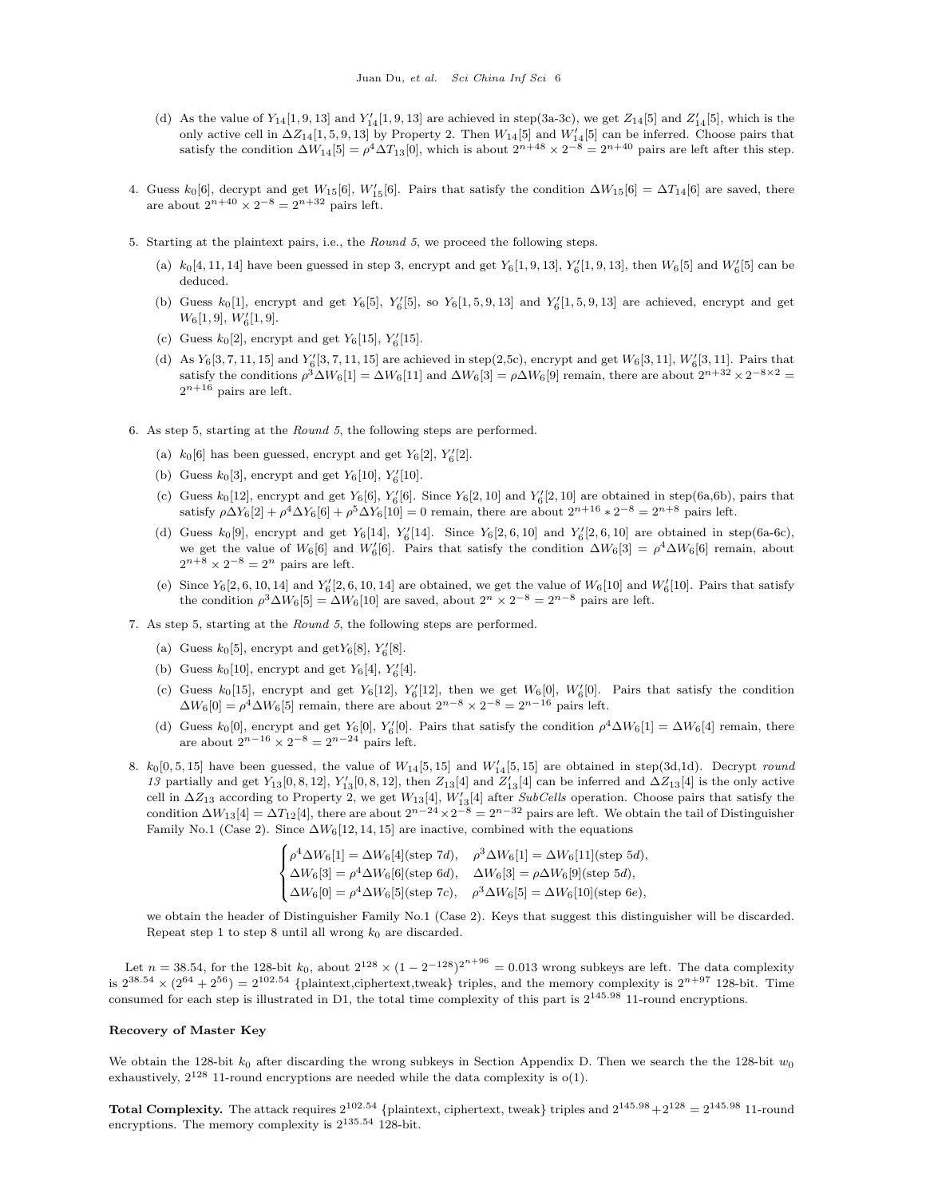(d) As the value of $Y_{14}[1,9,13]$ and $Y'_{14}[1,9,13]$ are achieved in step(3a-3c), we get $Z_{14}[5]$ and $Z'_{14}[5]$, which is the only active cell in $\Delta Z_{14}[1,5,9,13]$ by Property 2. Then $W_{14}[5]$ and $W'_{14}[5]$ can be inferred. Choose pairs that satisfy the condition $\Delta W_{14}[5] = \rho^4 \Delta T_{13}[0]$, which is about $2^{n+48} \times 2^{-8} = 2^{n+40}$ pairs are left after this step.

4. Guess $k_0[6]$, decrypt and get $W_{15}[6]$, $W'_{15}[6]$. Pairs that satisfy the condition $\Delta W_{15}[6] = \Delta T_{14}[6]$ are saved, there are about $2^{n+40} \times 2^{-8} = 2^{n+32}$ pairs left.

5. Starting at the plaintext pairs, i.e., the *Round 5*, we proceed the following steps.

   (a) $k_0[4,11,14]$ have been guessed in step 3, encrypt and get $Y_6[1,9,13]$, $Y'_6[1,9,13]$, then $W_6[5]$ and $W'_6[5]$ can be deduced.

   (b) Guess $k_0[1]$, encrypt and get $Y_6[5]$, $Y'_6[5]$, so $Y_6[1,5,9,13]$ and $Y'_6[1,5,9,13]$ are achieved, encrypt and get $W_6[1,9]$, $W'_6[1,9]$.

   (c) Guess $k_0[2]$, encrypt and get $Y_6[15]$, $Y'_6[15]$.

   (d) As $Y_6[3,7,11,15]$ and $Y'_6[3,7,11,15]$ are achieved in step(2,5c), encrypt and get $W_6[3,11]$, $W'_6[3,11]$. Pairs that satisfy the conditions $\rho^3 \Delta W_6[1] = \Delta W_6[11]$ and $\Delta W_6[3] = \rho \Delta W_6[9]$ remain, there are about $2^{n+32} \times 2^{-8\times 2} = 2^{n+16}$ pairs are left.

6. As step 5, starting at the *Round 5*, the following steps are performed.

   (a) $k_0[6]$ has been guessed, encrypt and get $Y_6[2]$, $Y'_6[2]$.

   (b) Guess $k_0[3]$, encrypt and get $Y_6[10]$, $Y'_6[10]$.

   (c) Guess $k_0[12]$, encrypt and get $Y_6[6]$, $Y'_6[6]$. Since $Y_6[2,10]$ and $Y'_6[2,10]$ are obtained in step(6a,6b), pairs that satisfy $\rho \Delta Y_6[2] + \rho^4 \Delta Y_6[6] + \rho^5 \Delta Y_6[10] = 0$ remain, there are about $2^{n+16} * 2^{-8} = 2^{n+8}$ pairs left.

   (d) Guess $k_0[9]$, encrypt and get $Y_6[14]$, $Y'_6[14]$. Since $Y_6[2,6,10]$ and $Y'_6[2,6,10]$ are obtained in step(6a-6c), we get the value of $W_6[6]$ and $W'_6[6]$. Pairs that satisfy the condition $\Delta W_6[3] = \rho^4 \Delta W_6[6]$ remain, about $2^{n+8} \times 2^{-8} = 2^n$ pairs are left.

   (e) Since $Y_6[2,6,10,14]$ and $Y'_6[2,6,10,14]$ are obtained, we get the value of $W_6[10]$ and $W'_6[10]$. Pairs that satisfy the condition $\rho^3 \Delta W_6[5] = \Delta W_6[10]$ are saved, about $2^n \times 2^{-8} = 2^{n-8}$ pairs are left.

7. As step 5, starting at the *Round 5*, the following steps are performed.

   (a) Guess $k_0[5]$, encrypt and get$Y_6[8]$, $Y'_6[8]$.

   (b) Guess $k_0[10]$, encrypt and get $Y_6[4]$, $Y'_6[4]$.

   (c) Guess $k_0[15]$, encrypt and get $Y_6[12]$, $Y'_6[12]$, then we get $W_6[0]$, $W'_6[0]$. Pairs that satisfy the condition $\Delta W_6[0] = \rho^4 \Delta W_6[5]$ remain, there are about $2^{n-8} \times 2^{-8} = 2^{n-16}$ pairs left.

   (d) Guess $k_0[0]$, encrypt and get $Y_6[0]$, $Y'_6[0]$. Pairs that satisfy the condition $\rho^4 \Delta W_6[1] = \Delta W_6[4]$ remain, there are about $2^{n-16} \times 2^{-8} = 2^{n-24}$ pairs left.

8. $k_0[0,5,15]$ have been guessed, the value of $W_{14}[5,15]$ and $W'_{14}[5,15]$ are obtained in step(3d,1d). Decrypt *round 13* partially and get $Y_{13}[0,8,12]$, $Y'_{13}[0,8,12]$, then $Z_{13}[4]$ and $Z'_{13}[4]$ can be inferred and $\Delta Z_{13}[4]$ is the only active cell in $\Delta Z_{13}$ according to Property 2, we get $W_{13}[4]$, $W'_{13}[4]$ after *SubCells* operation. Choose pairs that satisfy the condition $\Delta W_{13}[4] = \Delta T_{12}[4]$, there are about $2^{n-24} \times 2^{-8} = 2^{n-32}$ pairs are left. We obtain the tail of Distinguisher Family No.1 (Case 2). Since $\Delta W_6[12,14,15]$ are inactive, combined with the equations

$$\begin{cases} \rho^4 \Delta W_6[1] = \Delta W_6[4] (\text{step } 7d), & \rho^3 \Delta W_6[1] = \Delta W_6[11] (\text{step } 5d), \\ \Delta W_6[3] = \rho^4 \Delta W_6[6] (\text{step } 6d), & \Delta W_6[3] = \rho \Delta W_6[9] (\text{step } 5d), \\ \Delta W_6[0] = \rho^4 \Delta W_6[5] (\text{step } 7c), & \rho^3 \Delta W_6[5] = \Delta W_6[10] (\text{step } 6e), \end{cases}$$

we obtain the header of Distinguisher Family No.1 (Case 2). Keys that suggest this distinguisher will be discarded. Repeat step 1 to step 8 until all wrong $k_0$ are discarded.

Let $n = 38.54$, for the 128-bit $k_0$, about $2^{128} \times (1 - 2^{-128})^{2^{n+96}} = 0.013$ wrong subkeys are left. The data complexity is $2^{38.54} \times (2^{64} + 2^{56}) = 2^{102.54}$ {plaintext,ciphertext,tweak} triples, and the memory complexity is $2^{n+97}$ 128-bit. Time consumed for each step is illustrated in D1, the total time complexity of this part is $2^{145.98}$ 11-round encryptions.

**Recovery of Master Key**

We obtain the 128-bit $k_0$ after discarding the wrong subkeys in Section Appendix D. Then we search the the 128-bit $w_0$ exhaustively, $2^{128}$ 11-round encryptions are needed while the data complexity is o(1).

**Total Complexity.** The attack requires $2^{102.54}$ {plaintext, ciphertext, tweak} triples and $2^{145.98} + 2^{128} = 2^{145.98}$ 11-round encryptions. The memory complexity is $2^{135.54}$ 128-bit.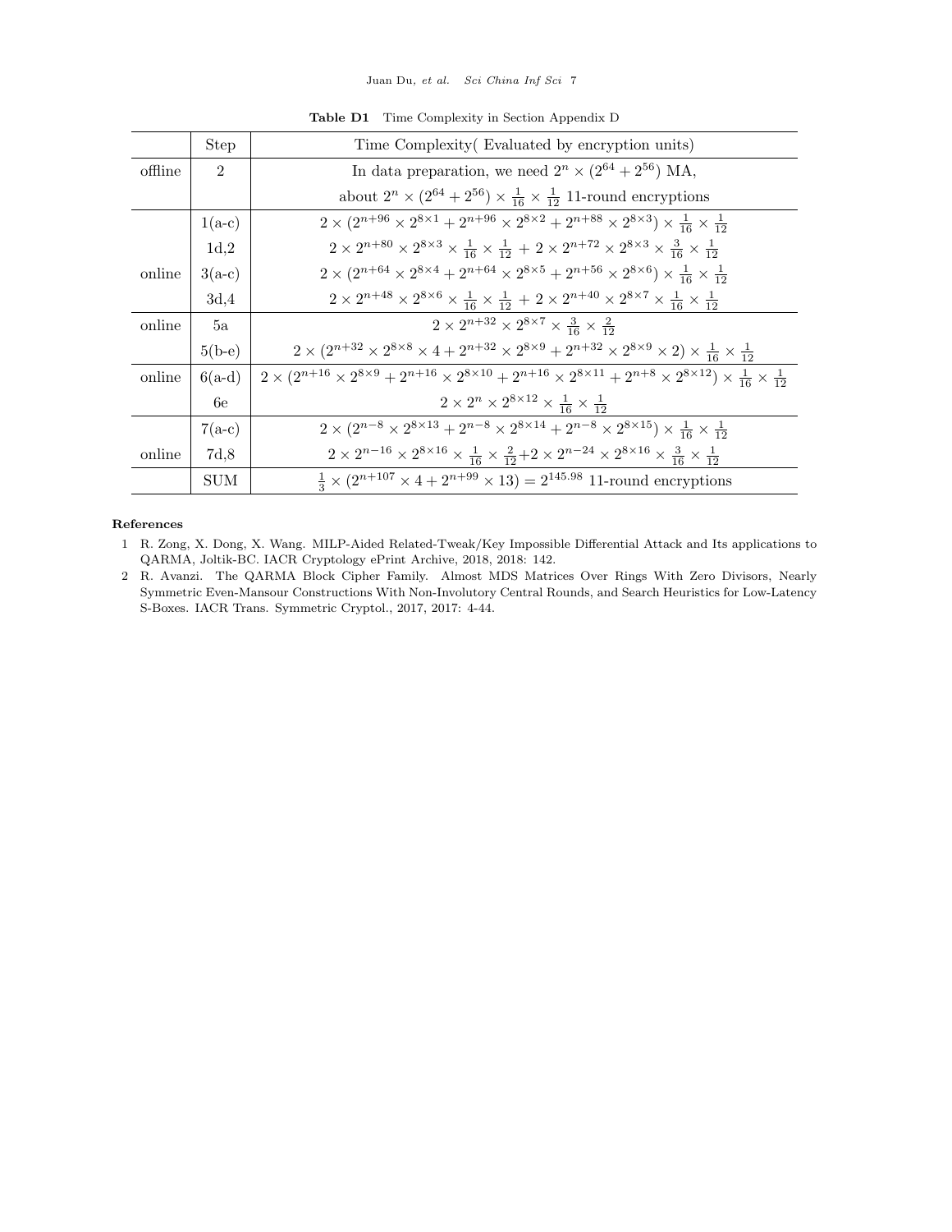**Table D1** Time Complexity in Section Appendix D

| | Step | Time Complexity( Evaluated by encryption units) |
|---|---|---|
| offline | 2 | In data preparation, we need $2^n \times (2^{64} + 2^{56})$ MA, |
| | | about $2^n \times (2^{64} + 2^{56}) \times \frac{1}{16} \times \frac{1}{12}$ 11-round encryptions |
| | 1(a-c) | $2 \times (2^{n+96} \times 2^{8\times1} + 2^{n+96} \times 2^{8\times2} + 2^{n+88} \times 2^{8\times3}) \times \frac{1}{16} \times \frac{1}{12}$ |
| | 1d,2 | $2 \times 2^{n+80} \times 2^{8\times3} \times \frac{1}{16} \times \frac{1}{12} + 2 \times 2^{n+72} \times 2^{8\times3} \times \frac{3}{16} \times \frac{1}{12}$ |
| online | 3(a-c) | $2 \times (2^{n+64} \times 2^{8\times4} + 2^{n+64} \times 2^{8\times5} + 2^{n+56} \times 2^{8\times6}) \times \frac{1}{16} \times \frac{1}{12}$ |
| | 3d,4 | $2 \times 2^{n+48} \times 2^{8\times6} \times \frac{1}{16} \times \frac{1}{12} + 2 \times 2^{n+40} \times 2^{8\times7} \times \frac{1}{16} \times \frac{1}{12}$ |
| online | 5a | $2 \times 2^{n+32} \times 2^{8\times7} \times \frac{3}{16} \times \frac{2}{12}$ |
| | 5(b-e) | $2 \times (2^{n+32} \times 2^{8\times8} \times 4 + 2^{n+32} \times 2^{8\times9} + 2^{n+32} \times 2^{8\times9} \times 2) \times \frac{1}{16} \times \frac{1}{12}$ |
| online | 6(a-d) | $2 \times (2^{n+16} \times 2^{8\times9} + 2^{n+16} \times 2^{8\times10} + 2^{n+16} \times 2^{8\times11} + 2^{n+8} \times 2^{8\times12}) \times \frac{1}{16} \times \frac{1}{12}$ |
| | 6e | $2 \times 2^{n} \times 2^{8\times12} \times \frac{1}{16} \times \frac{1}{12}$ |
| | 7(a-c) | $2 \times (2^{n-8} \times 2^{8\times13} + 2^{n-8} \times 2^{8\times14} + 2^{n-8} \times 2^{8\times15}) \times \frac{1}{16} \times \frac{1}{12}$ |
| online | 7d,8 | $2 \times 2^{n-16} \times 2^{8\times16} \times \frac{1}{16} \times \frac{2}{12} + 2 \times 2^{n-24} \times 2^{8\times16} \times \frac{3}{16} \times \frac{1}{12}$ |
| | SUM | $\frac{1}{3} \times (2^{n+107} \times 4 + 2^{n+99} \times 13) = 2^{145.98}$ 11-round encryptions |

**References**

1. R. Zong, X. Dong, X. Wang. MILP-Aided Related-Tweak/Key Impossible Differential Attack and Its applications to QARMA, Joltik-BC. IACR Cryptology ePrint Archive, 2018, 2018: 142.
2. R. Avanzi. The QARMA Block Cipher Family. Almost MDS Matrices Over Rings With Zero Divisors, Nearly Symmetric Even-Mansour Constructions With Non-Involutory Central Rounds, and Search Heuristics for Low-Latency S-Boxes. IACR Trans. Symmetric Cryptol., 2017, 2017: 4-44.